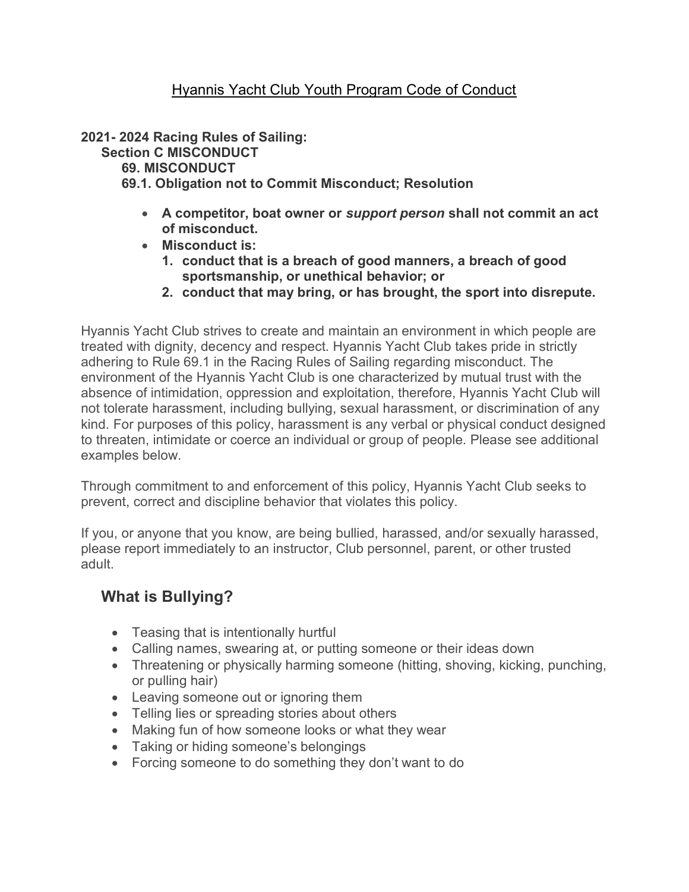# Hyannis Yacht Club Youth Program Code of Conduct

**2021- 2024 Racing Rules of Sailing:**

**Section C MISCONDUCT**

**69. MISCONDUCT**

**69.1. Obligation not to Commit Misconduct; Resolution**

- **A competitor, boat owner or *support person* shall not commit an act of misconduct.**
- **Misconduct is:**
  1. **conduct that is a breach of good manners, a breach of good sportsmanship, or unethical behavior; or**
  2. **conduct that may bring, or has brought, the sport into disrepute.**

Hyannis Yacht Club strives to create and maintain an environment in which people are treated with dignity, decency and respect. Hyannis Yacht Club takes pride in strictly adhering to Rule 69.1 in the Racing Rules of Sailing regarding misconduct. The environment of the Hyannis Yacht Club is one characterized by mutual trust with the absence of intimidation, oppression and exploitation, therefore, Hyannis Yacht Club will not tolerate harassment, including bullying, sexual harassment, or discrimination of any kind. For purposes of this policy, harassment is any verbal or physical conduct designed to threaten, intimidate or coerce an individual or group of people. Please see additional examples below.

Through commitment to and enforcement of this policy, Hyannis Yacht Club seeks to prevent, correct and discipline behavior that violates this policy.

If you, or anyone that you know, are being bullied, harassed, and/or sexually harassed, please report immediately to an instructor, Club personnel, parent, or other trusted adult.

## What is Bullying?

- Teasing that is intentionally hurtful
- Calling names, swearing at, or putting someone or their ideas down
- Threatening or physically harming someone (hitting, shoving, kicking, punching, or pulling hair)
- Leaving someone out or ignoring them
- Telling lies or spreading stories about others
- Making fun of how someone looks or what they wear
- Taking or hiding someone's belongings
- Forcing someone to do something they don't want to do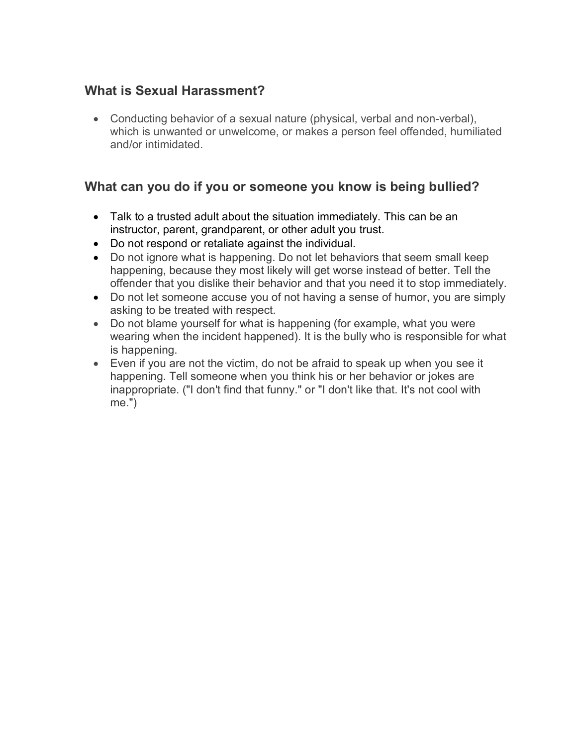## What is Sexual Harassment?

- Conducting behavior of a sexual nature (physical, verbal and non-verbal), which is unwanted or unwelcome, or makes a person feel offended, humiliated and/or intimidated.

## What can you do if you or someone you know is being bullied?

- Talk to a trusted adult about the situation immediately. This can be an instructor, parent, grandparent, or other adult you trust.
- Do not respond or retaliate against the individual.
- Do not ignore what is happening. Do not let behaviors that seem small keep happening, because they most likely will get worse instead of better. Tell the offender that you dislike their behavior and that you need it to stop immediately.
- Do not let someone accuse you of not having a sense of humor, you are simply asking to be treated with respect.
- Do not blame yourself for what is happening (for example, what you were wearing when the incident happened). It is the bully who is responsible for what is happening.
- Even if you are not the victim, do not be afraid to speak up when you see it happening. Tell someone when you think his or her behavior or jokes are inappropriate. ("I don't find that funny." or "I don't like that. It's not cool with me.")